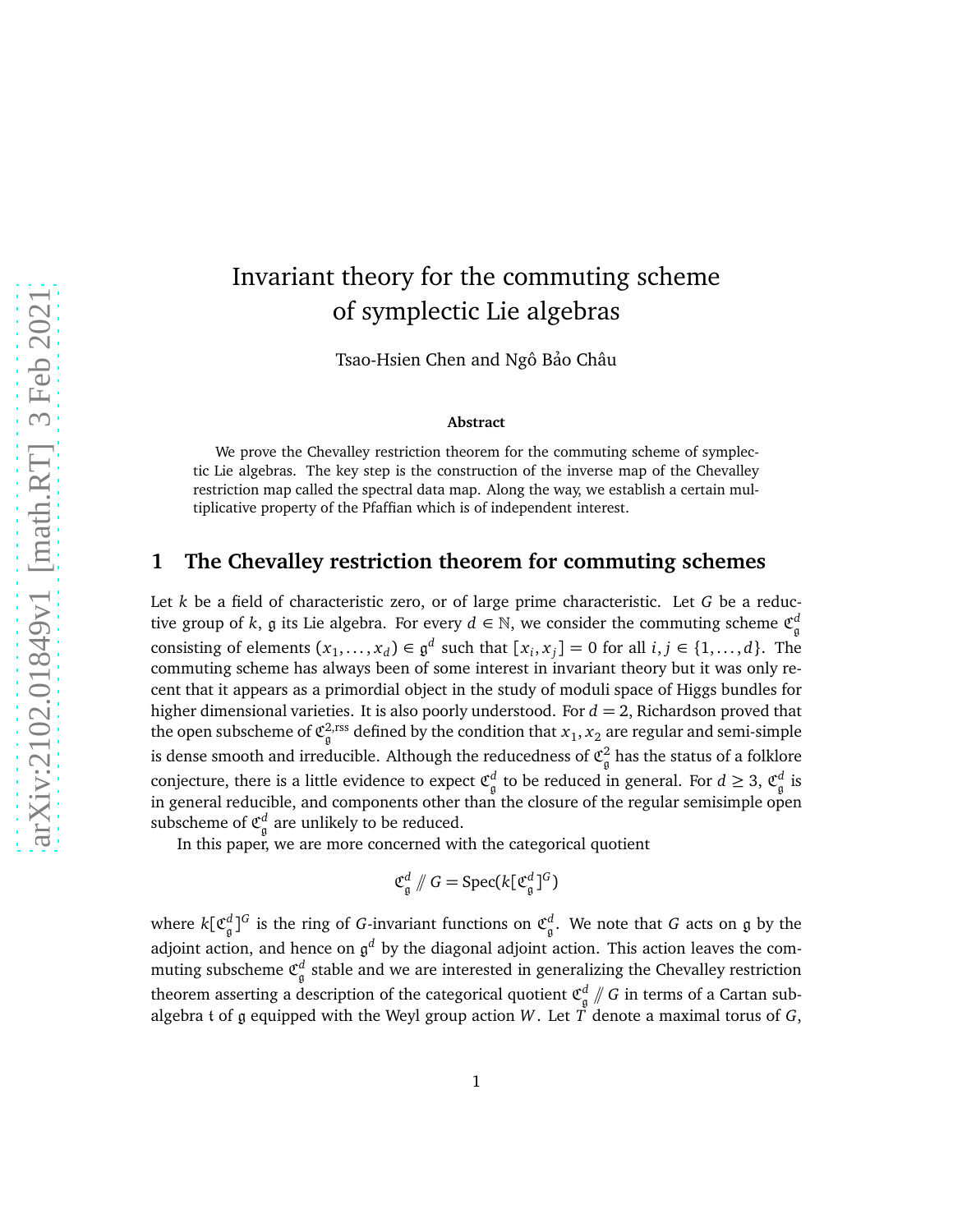# Invariant theory for the commuting scheme of symplectic Lie algebras

Tsao-Hsien Chen and Ngô Bảo Châu

**Abstract**

We prove the Chevalley restriction theorem for the commuting scheme of symplectic Lie algebras. The key step is the construction of the inverse map of the Chevalley restriction map called the spectral data map. Along the way, we establish a certain multiplicative property of the Pfaffian which is of independent interest.

## 1 The Chevalley restriction theorem for commuting schemes

Let $k$ be a field of characteristic zero, or of large prime characteristic. Let $G$ be a reductive group of $k$, $\mathfrak{g}$ its Lie algebra. For every $d \in \mathbb{N}$, we consider the commuting scheme $\mathfrak{C}_{\mathfrak{g}}^d$ consisting of elements $(x_1, \ldots, x_d) \in \mathfrak{g}^d$ such that $[x_i, x_j] = 0$ for all $i, j \in \{1, \ldots, d\}$. The commuting scheme has always been of some interest in invariant theory but it was only recent that it appears as a primordial object in the study of moduli space of Higgs bundles for higher dimensional varieties. It is also poorly understood. For $d = 2$, Richardson proved that the open subscheme of $\mathfrak{C}_{\mathfrak{g}}^{2,\mathrm{rss}}$ defined by the condition that $x_1, x_2$ are regular and semi-simple is dense smooth and irreducible. Although the reducedness of $\mathfrak{C}_{\mathfrak{g}}^2$ has the status of a folklore conjecture, there is a little evidence to expect $\mathfrak{C}_{\mathfrak{g}}^d$ to be reduced in general. For $d \geq 3$, $\mathfrak{C}_{\mathfrak{g}}^d$ is in general reducible, and components other than the closure of the regular semisimple open subscheme of $\mathfrak{C}_{\mathfrak{g}}^d$ are unlikely to be reduced.

In this paper, we are more concerned with the categorical quotient

$$\mathfrak{C}_{\mathfrak{g}}^d /\!\!/ G = \mathrm{Spec}(k[\mathfrak{C}_{\mathfrak{g}}^d]^G)$$

where $k[\mathfrak{C}_{\mathfrak{g}}^d]^G$ is the ring of $G$-invariant functions on $\mathfrak{C}_{\mathfrak{g}}^d$. We note that $G$ acts on $\mathfrak{g}$ by the adjoint action, and hence on $\mathfrak{g}^d$ by the diagonal adjoint action. This action leaves the commuting subscheme $\mathfrak{C}_{\mathfrak{g}}^d$ stable and we are interested in generalizing the Chevalley restriction theorem asserting a description of the categorical quotient $\mathfrak{C}_{\mathfrak{g}}^d /\!\!/ G$ in terms of a Cartan subalgebra $\mathfrak{t}$ of $\mathfrak{g}$ equipped with the Weyl group action $W$. Let $T$ denote a maximal torus of $G$,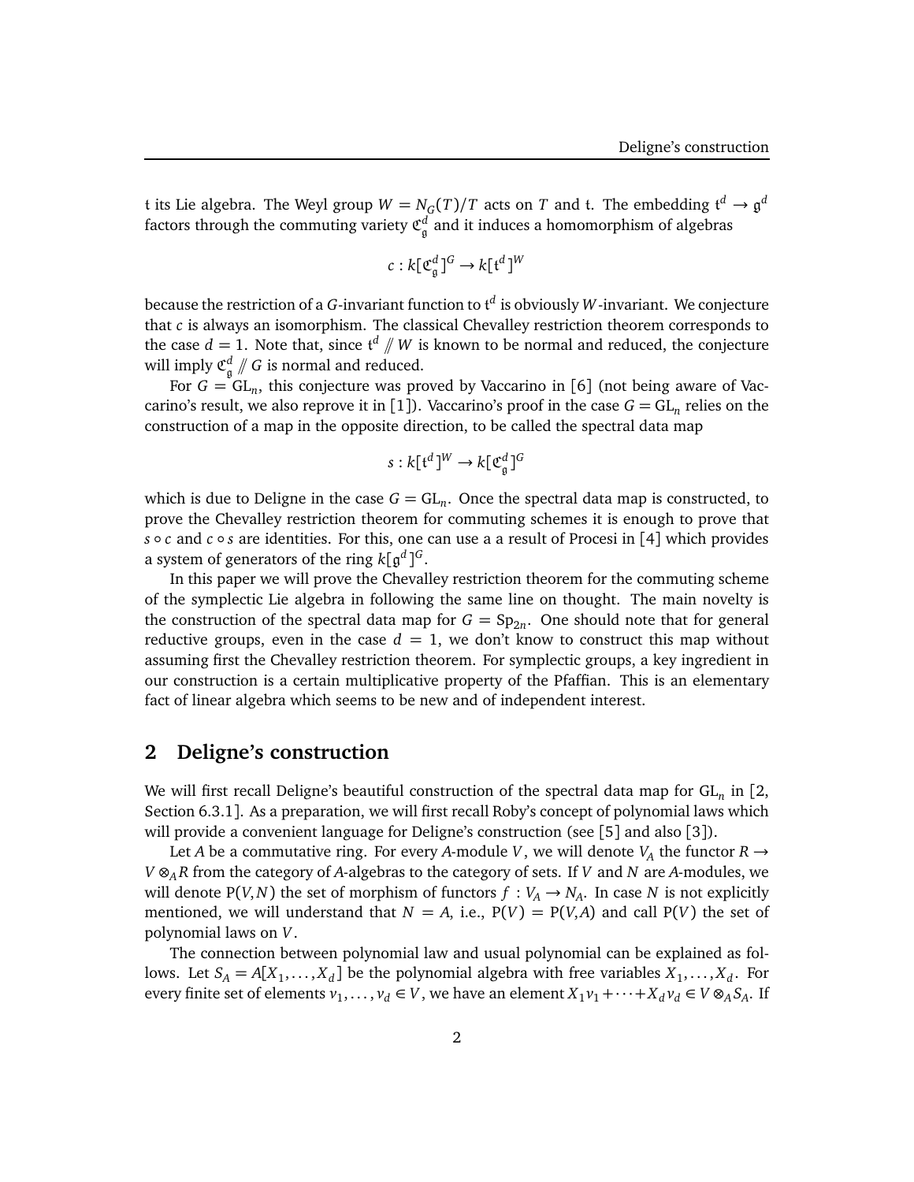$\mathfrak{t}$ its Lie algebra. The Weyl group $W = N_G(T)/T$ acts on $T$ and $\mathfrak{t}$. The embedding $\mathfrak{t}^d \to \mathfrak{g}^d$ factors through the commuting variety $\mathfrak{C}^d_{\mathfrak{g}}$ and it induces a homomorphism of algebras

$$c : k[\mathfrak{C}^d_{\mathfrak{g}}]^G \to k[\mathfrak{t}^d]^W$$

because the restriction of a $G$-invariant function to $\mathfrak{t}^d$ is obviously $W$-invariant. We conjecture that $c$ is always an isomorphism. The classical Chevalley restriction theorem corresponds to the case $d = 1$. Note that, since $\mathfrak{t}^d /\!\!/ W$ is known to be normal and reduced, the conjecture will imply $\mathfrak{C}^d_{\mathfrak{g}} /\!\!/ G$ is normal and reduced.

For $G = \mathrm{GL}_n$, this conjecture was proved by Vaccarino in [6] (not being aware of Vaccarino's result, we also reprove it in [1]). Vaccarino's proof in the case $G = \mathrm{GL}_n$ relies on the construction of a map in the opposite direction, to be called the spectral data map

$$s : k[\mathfrak{t}^d]^W \to k[\mathfrak{C}^d_{\mathfrak{g}}]^G$$

which is due to Deligne in the case $G = \mathrm{GL}_n$. Once the spectral data map is constructed, to prove the Chevalley restriction theorem for commuting schemes it is enough to prove that $s \circ c$ and $c \circ s$ are identities. For this, one can use a a result of Procesi in [4] which provides a system of generators of the ring $k[\mathfrak{g}^d]^G$.

In this paper we will prove the Chevalley restriction theorem for the commuting scheme of the symplectic Lie algebra in following the same line on thought. The main novelty is the construction of the spectral data map for $G = \mathrm{Sp}_{2n}$. One should note that for general reductive groups, even in the case $d = 1$, we don't know to construct this map without assuming first the Chevalley restriction theorem. For symplectic groups, a key ingredient in our construction is a certain multiplicative property of the Pfaffian. This is an elementary fact of linear algebra which seems to be new and of independent interest.

## 2 Deligne's construction

We will first recall Deligne's beautiful construction of the spectral data map for $\mathrm{GL}_n$ in [2, Section 6.3.1]. As a preparation, we will first recall Roby's concept of polynomial laws which will provide a convenient language for Deligne's construction (see [5] and also [3]).

Let $A$ be a commutative ring. For every $A$-module $V$, we will denote $V_A$ the functor $R \to V \otimes_A R$ from the category of $A$-algebras to the category of sets. If $V$ and $N$ are $A$-modules, we will denote $\mathrm{P}(V,N)$ the set of morphism of functors $f : V_A \to N_A$. In case $N$ is not explicitly mentioned, we will understand that $N = A$, i.e., $\mathrm{P}(V) = \mathrm{P}(V,A)$ and call $\mathrm{P}(V)$ the set of polynomial laws on $V$.

The connection between polynomial law and usual polynomial can be explained as follows. Let $S_A = A[X_1,\ldots,X_d]$ be the polynomial algebra with free variables $X_1,\ldots,X_d$. For every finite set of elements $v_1,\ldots,v_d \in V$, we have an element $X_1 v_1 + \cdots + X_d v_d \in V \otimes_A S_A$. If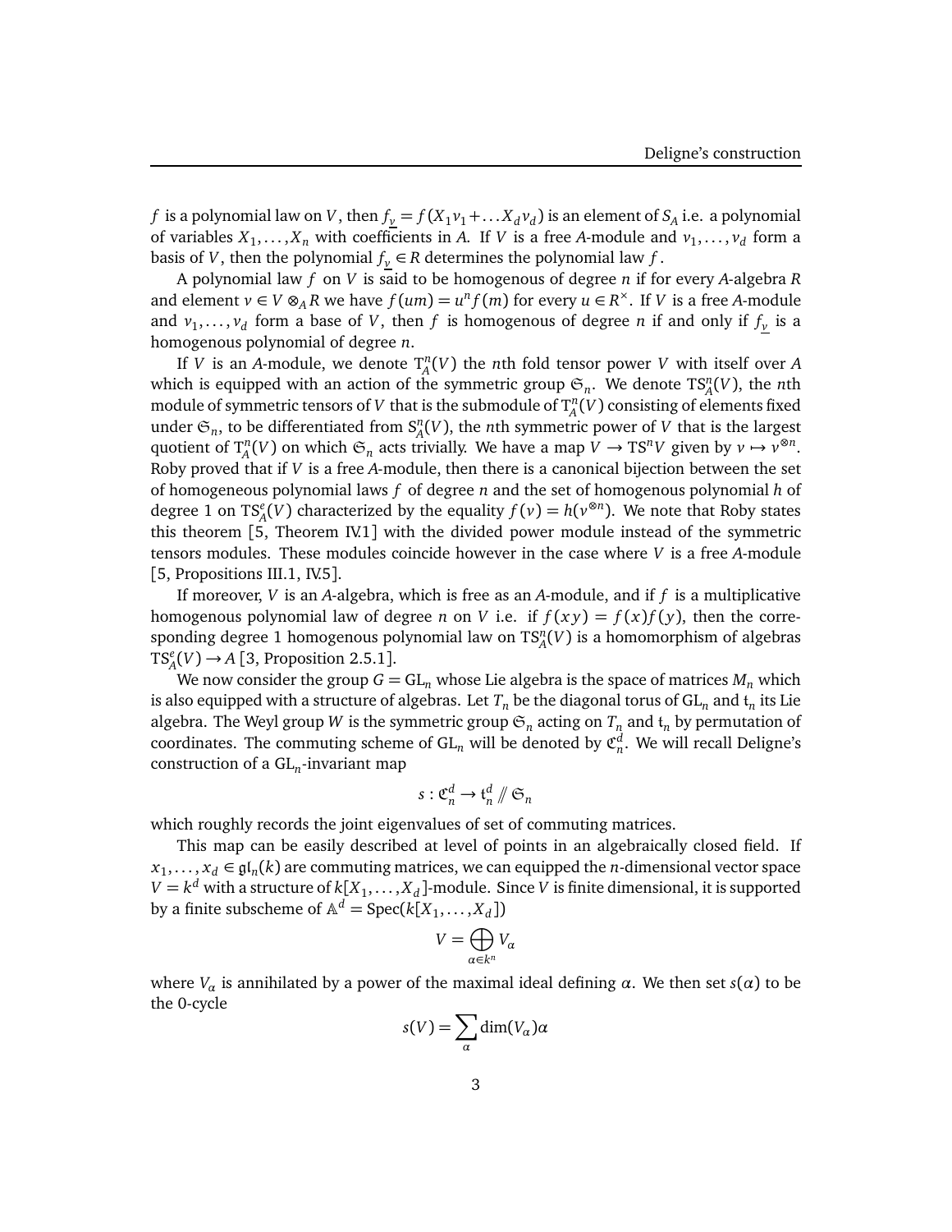$f$ is a polynomial law on $V$, then $f_{\underline{v}} = f(X_1 v_1 + \dots X_d v_d)$ is an element of $S_A$ i.e. a polynomial of variables $X_1, \dots, X_n$ with coefficients in $A$. If $V$ is a free $A$-module and $v_1, \dots, v_d$ form a basis of $V$, then the polynomial $f_{\underline{v}} \in R$ determines the polynomial law $f$.

A polynomial law $f$ on $V$ is said to be homogenous of degree $n$ if for every $A$-algebra $R$ and element $v \in V \otimes_A R$ we have $f(um) = u^n f(m)$ for every $u \in R^\times$. If $V$ is a free $A$-module and $v_1, \dots, v_d$ form a base of $V$, then $f$ is homogenous of degree $n$ if and only if $f_{\underline{v}}$ is a homogenous polynomial of degree $n$.

If $V$ is an $A$-module, we denote $\mathrm{T}^n_A(V)$ the $n$th fold tensor power $V$ with itself over $A$ which is equipped with an action of the symmetric group $\mathfrak{S}_n$. We denote $\mathrm{TS}^n_A(V)$, the $n$th module of symmetric tensors of $V$ that is the submodule of $\mathrm{T}^n_A(V)$ consisting of elements fixed under $\mathfrak{S}_n$, to be differentiated from $\mathrm{S}^n_A(V)$, the $n$th symmetric power of $V$ that is the largest quotient of $\mathrm{T}^n_A(V)$ on which $\mathfrak{S}_n$ acts trivially. We have a map $V \to \mathrm{TS}^n V$ given by $v \mapsto v^{\otimes n}$. Roby proved that if $V$ is a free $A$-module, then there is a canonical bijection between the set of homogeneous polynomial laws $f$ of degree $n$ and the set of homogenous polynomial $h$ of degree 1 on $\mathrm{TS}^e_A(V)$ characterized by the equality $f(v) = h(v^{\otimes n})$. We note that Roby states this theorem [5, Theorem IV.1] with the divided power module instead of the symmetric tensors modules. These modules coincide however in the case where $V$ is a free $A$-module [5, Propositions III.1, IV.5].

If moreover, $V$ is an $A$-algebra, which is free as an $A$-module, and if $f$ is a multiplicative homogenous polynomial law of degree $n$ on $V$ i.e. if $f(xy) = f(x)f(y)$, then the corresponding degree 1 homogenous polynomial law on $\mathrm{TS}^n_A(V)$ is a homomorphism of algebras $\mathrm{TS}^e_A(V) \to A$ [3, Proposition 2.5.1].

We now consider the group $G = \mathrm{GL}_n$ whose Lie algebra is the space of matrices $M_n$ which is also equipped with a structure of algebras. Let $T_n$ be the diagonal torus of $\mathrm{GL}_n$ and $\mathfrak{t}_n$ its Lie algebra. The Weyl group $W$ is the symmetric group $\mathfrak{S}_n$ acting on $T_n$ and $\mathfrak{t}_n$ by permutation of coordinates. The commuting scheme of $\mathrm{GL}_n$ will be denoted by $\mathfrak{C}^d_n$. We will recall Deligne's construction of a $\mathrm{GL}_n$-invariant map

$$s : \mathfrak{C}^d_n \to \mathfrak{t}^d_n /\!\!/ \mathfrak{S}_n$$

which roughly records the joint eigenvalues of set of commuting matrices.

This map can be easily described at level of points in an algebraically closed field. If $x_1, \dots, x_d \in \mathfrak{gl}_n(k)$ are commuting matrices, we can equipped the $n$-dimensional vector space $V = k^d$ with a structure of $k[X_1, \dots, X_d]$-module. Since $V$ is finite dimensional, it is supported by a finite subscheme of $\mathbb{A}^d = \mathrm{Spec}(k[X_1, \dots, X_d])$

$$V = \bigoplus_{\alpha \in k^n} V_\alpha$$

where $V_\alpha$ is annihilated by a power of the maximal ideal defining $\alpha$. We then set $s(\alpha)$ to be the 0-cycle

$$s(V) = \sum_\alpha \dim(V_\alpha)\alpha$$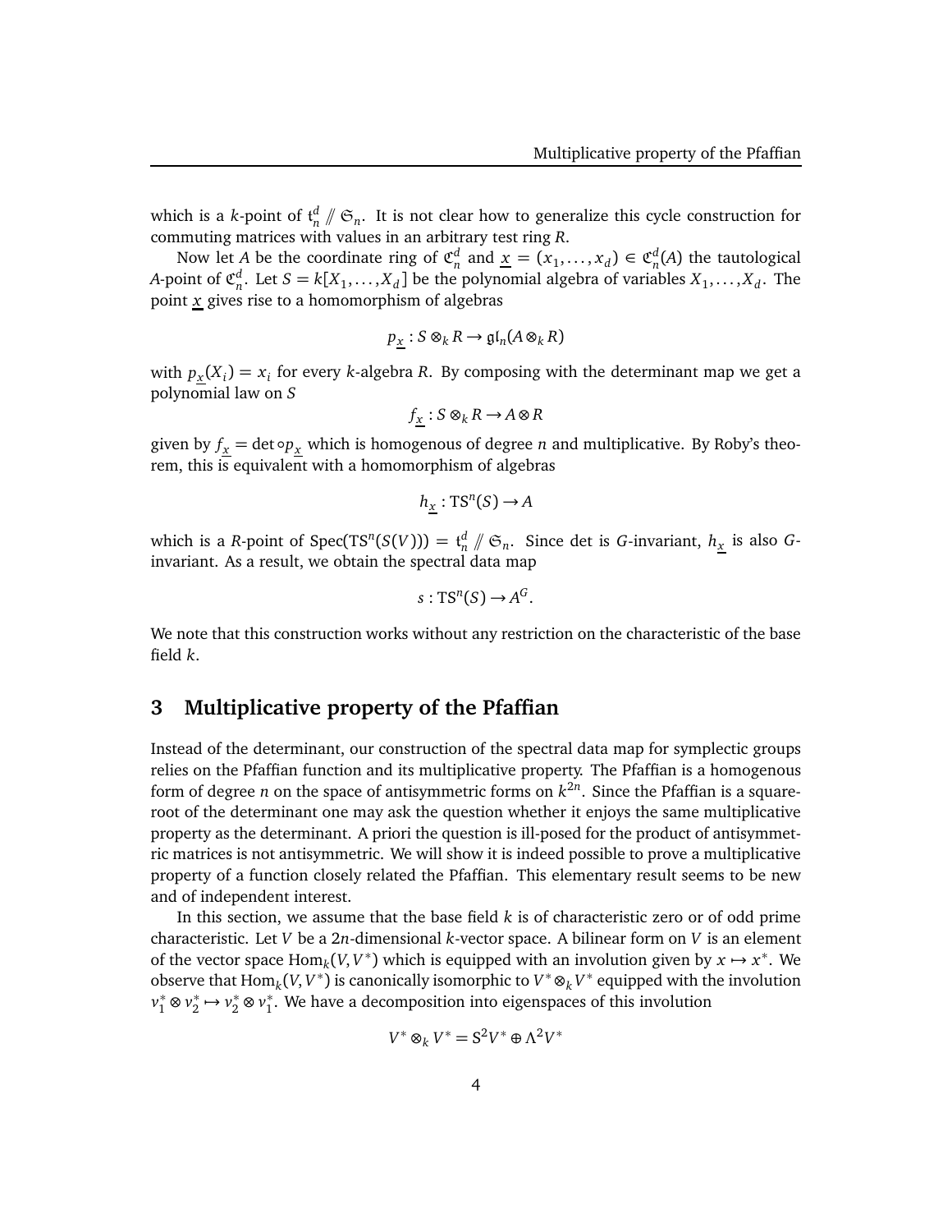which is a $k$-point of $\mathfrak{t}_n^d /\!\!/ \mathfrak{S}_n$. It is not clear how to generalize this cycle construction for commuting matrices with values in an arbitrary test ring $R$.

Now let $A$ be the coordinate ring of $\mathfrak{C}_n^d$ and $\underline{x} = (x_1, \ldots, x_d) \in \mathfrak{C}_n^d(A)$ the tautological $A$-point of $\mathfrak{C}_n^d$. Let $S = k[X_1, \ldots, X_d]$ be the polynomial algebra of variables $X_1, \ldots, X_d$. The point $\underline{x}$ gives rise to a homomorphism of algebras

$$p_{\underline{x}} : S \otimes_k R \to \mathfrak{gl}_n(A \otimes_k R)$$

with $p_{\underline{x}}(X_i) = x_i$ for every $k$-algebra $R$. By composing with the determinant map we get a polynomial law on $S$

$$f_{\underline{x}} : S \otimes_k R \to A \otimes R$$

given by $f_{\underline{x}} = \det \circ p_{\underline{x}}$ which is homogenous of degree $n$ and multiplicative. By Roby's theorem, this is equivalent with a homomorphism of algebras

$$h_{\underline{x}} : \mathrm{TS}^n(S) \to A$$

which is a $R$-point of $\mathrm{Spec}(\mathrm{TS}^n(S(V))) = \mathfrak{t}_n^d /\!\!/ \mathfrak{S}_n$. Since det is $G$-invariant, $h_{\underline{x}}$ is also $G$-invariant. As a result, we obtain the spectral data map

$$s : \mathrm{TS}^n(S) \to A^G.$$

We note that this construction works without any restriction on the characteristic of the base field $k$.

## 3 Multiplicative property of the Pfaffian

Instead of the determinant, our construction of the spectral data map for symplectic groups relies on the Pfaffian function and its multiplicative property. The Pfaffian is a homogenous form of degree $n$ on the space of antisymmetric forms on $k^{2n}$. Since the Pfaffian is a square-root of the determinant one may ask the question whether it enjoys the same multiplicative property as the determinant. A priori the question is ill-posed for the product of antisymmetric matrices is not antisymmetric. We will show it is indeed possible to prove a multiplicative property of a function closely related the Pfaffian. This elementary result seems to be new and of independent interest.

In this section, we assume that the base field $k$ is of characteristic zero or of odd prime characteristic. Let $V$ be a $2n$-dimensional $k$-vector space. A bilinear form on $V$ is an element of the vector space $\mathrm{Hom}_k(V, V^*)$ which is equipped with an involution given by $x \mapsto x^*$. We observe that $\mathrm{Hom}_k(V, V^*)$ is canonically isomorphic to $V^* \otimes_k V^*$ equipped with the involution $v_1^* \otimes v_2^* \mapsto v_2^* \otimes v_1^*$. We have a decomposition into eigenspaces of this involution

$$V^* \otimes_k V^* = \mathrm{S}^2 V^* \oplus \Lambda^2 V^*$$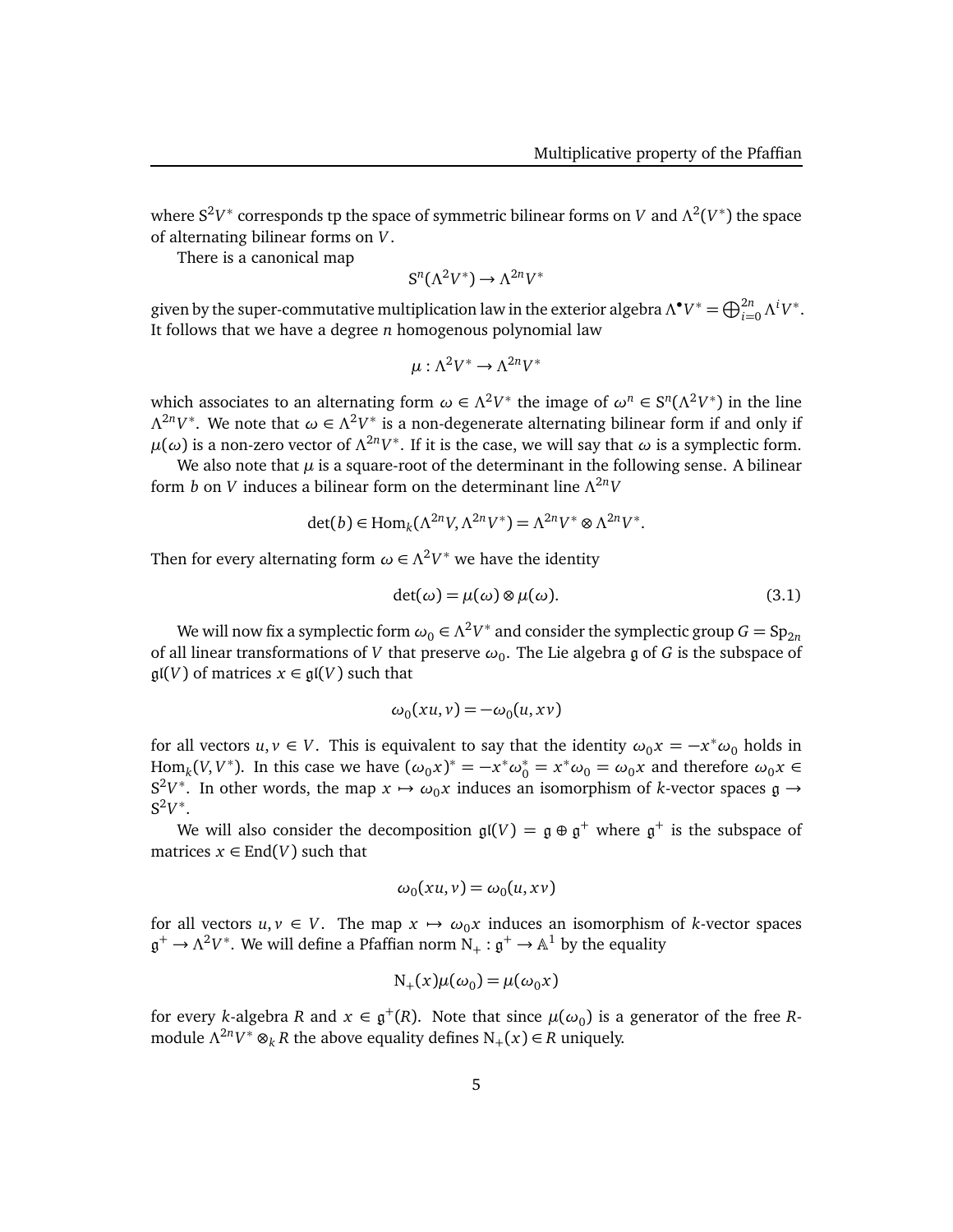where $\mathrm{S}^2 V^*$ corresponds tp the space of symmetric bilinear forms on $V$ and $\Lambda^2(V^*)$ the space of alternating bilinear forms on $V$.

There is a canonical map

$$\mathrm{S}^n(\Lambda^2 V^*) \to \Lambda^{2n} V^*$$

given by the super-commutative multiplication law in the exterior algebra $\Lambda^\bullet V^* = \bigoplus_{i=0}^{2n} \Lambda^i V^*$. It follows that we have a degree $n$ homogenous polynomial law

$$\mu : \Lambda^2 V^* \to \Lambda^{2n} V^*$$

which associates to an alternating form $\omega \in \Lambda^2 V^*$ the image of $\omega^n \in S^n(\Lambda^2 V^*)$ in the line $\Lambda^{2n} V^*$. We note that $\omega \in \Lambda^2 V^*$ is a non-degenerate alternating bilinear form if and only if $\mu(\omega)$ is a non-zero vector of $\Lambda^{2n} V^*$. If it is the case, we will say that $\omega$ is a symplectic form.

We also note that $\mu$ is a square-root of the determinant in the following sense. A bilinear form $b$ on $V$ induces a bilinear form on the determinant line $\Lambda^{2n} V$

$$\det(b) \in \mathrm{Hom}_k(\Lambda^{2n} V, \Lambda^{2n} V^*) = \Lambda^{2n} V^* \otimes \Lambda^{2n} V^*.$$

Then for every alternating form $\omega \in \Lambda^2 V^*$ we have the identity

$$\det(\omega) = \mu(\omega) \otimes \mu(\omega). \tag{3.1}$$

We will now fix a symplectic form $\omega_0 \in \Lambda^2 V^*$ and consider the symplectic group $G = \mathrm{Sp}_{2n}$ of all linear transformations of $V$ that preserve $\omega_0$. The Lie algebra $\mathfrak{g}$ of $G$ is the subspace of $\mathfrak{gl}(V)$ of matrices $x \in \mathfrak{gl}(V)$ such that

$$\omega_0(xu, v) = -\omega_0(u, xv)$$

for all vectors $u, v \in V$. This is equivalent to say that the identity $\omega_0 x = -x^* \omega_0$ holds in $\mathrm{Hom}_k(V, V^*)$. In this case we have $(\omega_0 x)^* = -x^* \omega_0^* = x^* \omega_0 = \omega_0 x$ and therefore $\omega_0 x \in \mathrm{S}^2 V^*$. In other words, the map $x \mapsto \omega_0 x$ induces an isomorphism of $k$-vector spaces $\mathfrak{g} \to \mathrm{S}^2 V^*$.

We will also consider the decomposition $\mathfrak{gl}(V) = \mathfrak{g} \oplus \mathfrak{g}^+$ where $\mathfrak{g}^+$ is the subspace of matrices $x \in \mathrm{End}(V)$ such that

$$\omega_0(xu, v) = \omega_0(u, xv)$$

for all vectors $u, v \in V$. The map $x \mapsto \omega_0 x$ induces an isomorphism of $k$-vector spaces $\mathfrak{g}^+ \to \Lambda^2 V^*$. We will define a Pfaffian norm $\mathrm{N}_+ : \mathfrak{g}^+ \to \mathbb{A}^1$ by the equality

$$\mathrm{N}_+(x) \mu(\omega_0) = \mu(\omega_0 x)$$

for every $k$-algebra $R$ and $x \in \mathfrak{g}^+(R)$. Note that since $\mu(\omega_0)$ is a generator of the free $R$-module $\Lambda^{2n} V^* \otimes_k R$ the above equality defines $\mathrm{N}_+(x) \in R$ uniquely.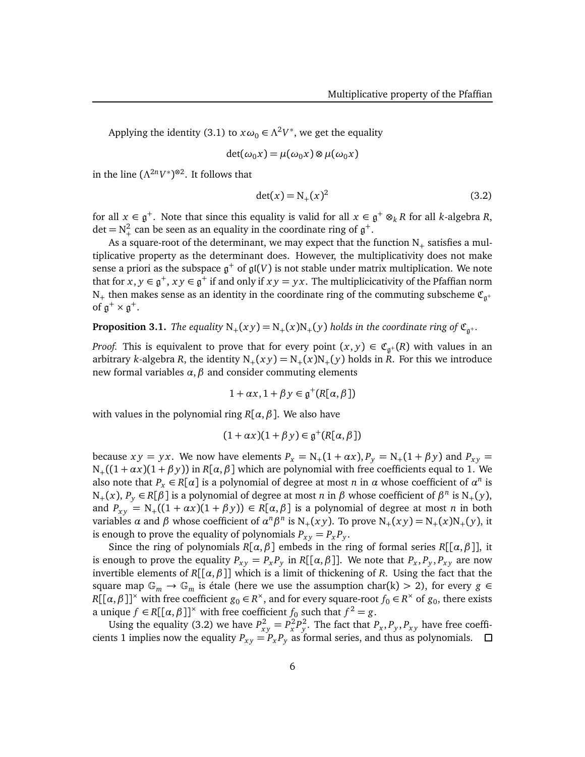Applying the identity (3.1) to $x\omega_0 \in \Lambda^2 V^*$, we get the equality

$$\det(\omega_0 x) = \mu(\omega_0 x) \otimes \mu(\omega_0 x)$$

in the line $(\Lambda^{2n} V^*)^{\otimes 2}$. It follows that

$$\det(x) = \mathrm{N}_+(x)^2 \tag{3.2}$$

for all $x \in \mathfrak{g}^+$. Note that since this equality is valid for all $x \in \mathfrak{g}^+ \otimes_k R$ for all $k$-algebra $R$, $\det = \mathrm{N}_+^2$ can be seen as an equality in the coordinate ring of $\mathfrak{g}^+$.

As a square-root of the determinant, we may expect that the function $\mathrm{N}_+$ satisfies a multiplicative property as the determinant does. However, the multiplicativity does not make sense a priori as the subspace $\mathfrak{g}^+$ of $\mathfrak{gl}(V)$ is not stable under matrix multiplication. We note that for $x, y \in \mathfrak{g}^+$, $xy \in \mathfrak{g}^+$ if and only if $xy = yx$. The multiplicicativity of the Pfaffian norm $\mathrm{N}_+$ then makes sense as an identity in the coordinate ring of the commuting subscheme $\mathfrak{C}_{\mathfrak{g}^+}$ of $\mathfrak{g}^+ \times \mathfrak{g}^+$.

**Proposition 3.1.** *The equality $\mathrm{N}_+(xy) = \mathrm{N}_+(x)\mathrm{N}_+(y)$ holds in the coordinate ring of $\mathfrak{C}_{\mathfrak{g}^+}$.*

*Proof.* This is equivalent to prove that for every point $(x, y) \in \mathfrak{C}_{\mathfrak{g}^+}(R)$ with values in an arbitrary $k$-algebra $R$, the identity $\mathrm{N}_+(xy) = \mathrm{N}_+(x)\mathrm{N}_+(y)$ holds in $R$. For this we introduce new formal variables $\alpha, \beta$ and consider commuting elements

$$1 + \alpha x, 1 + \beta y \in \mathfrak{g}^+(R[\alpha, \beta])$$

with values in the polynomial ring $R[\alpha, \beta]$. We also have

$$(1 + \alpha x)(1 + \beta y) \in \mathfrak{g}^+(R[\alpha, \beta])$$

because $xy = yx$. We now have elements $P_x = \mathrm{N}_+(1 + \alpha x), P_y = \mathrm{N}_+(1 + \beta y)$ and $P_{xy} = \mathrm{N}_+((1 + \alpha x)(1 + \beta y))$ in $R[\alpha, \beta]$ which are polynomial with free coefficients equal to 1. We also note that $P_x \in R[\alpha]$ is a polynomial of degree at most $n$ in $\alpha$ whose coefficient of $\alpha^n$ is $\mathrm{N}_+(x)$, $P_y \in R[\beta]$ is a polynomial of degree at most $n$ in $\beta$ whose coefficient of $\beta^n$ is $\mathrm{N}_+(y)$, and $P_{xy} = \mathrm{N}_+((1 + \alpha x)(1 + \beta y)) \in R[\alpha, \beta]$ is a polynomial of degree at most $n$ in both variables $\alpha$ and $\beta$ whose coefficient of $\alpha^n \beta^n$ is $\mathrm{N}_+(xy)$. To prove $\mathrm{N}_+(xy) = \mathrm{N}_+(x)\mathrm{N}_+(y)$, it is enough to prove the equality of polynomials $P_{xy} = P_x P_y$.

Since the ring of polynomials $R[\alpha, \beta]$ embeds in the ring of formal series $R[[\alpha, \beta]]$, it is enough to prove the equality $P_{xy} = P_x P_y$ in $R[[\alpha, \beta]]$. We note that $P_x, P_y, P_{xy}$ are now invertible elements of $R[[\alpha, \beta]]$ which is a limit of thickening of $R$. Using the fact that the square map $\mathbb{G}_m \to \mathbb{G}_m$ is étale (here we use the assumption $\mathrm{char(k)} > 2$), for every $g \in R[[\alpha, \beta]]^\times$ with free coefficient $g_0 \in R^\times$, and for every square-root $f_0 \in R^\times$ of $g_0$, there exists a unique $f \in R[[\alpha, \beta]]^\times$ with free coefficient $f_0$ such that $f^2 = g$.

Using the equality (3.2) we have $P_{xy}^2 = P_x^2 P_y^2$. The fact that $P_x, P_y, P_{xy}$ have free coefficients 1 implies now the equality $P_{xy} = P_x P_y$ as formal series, and thus as polynomials. $\square$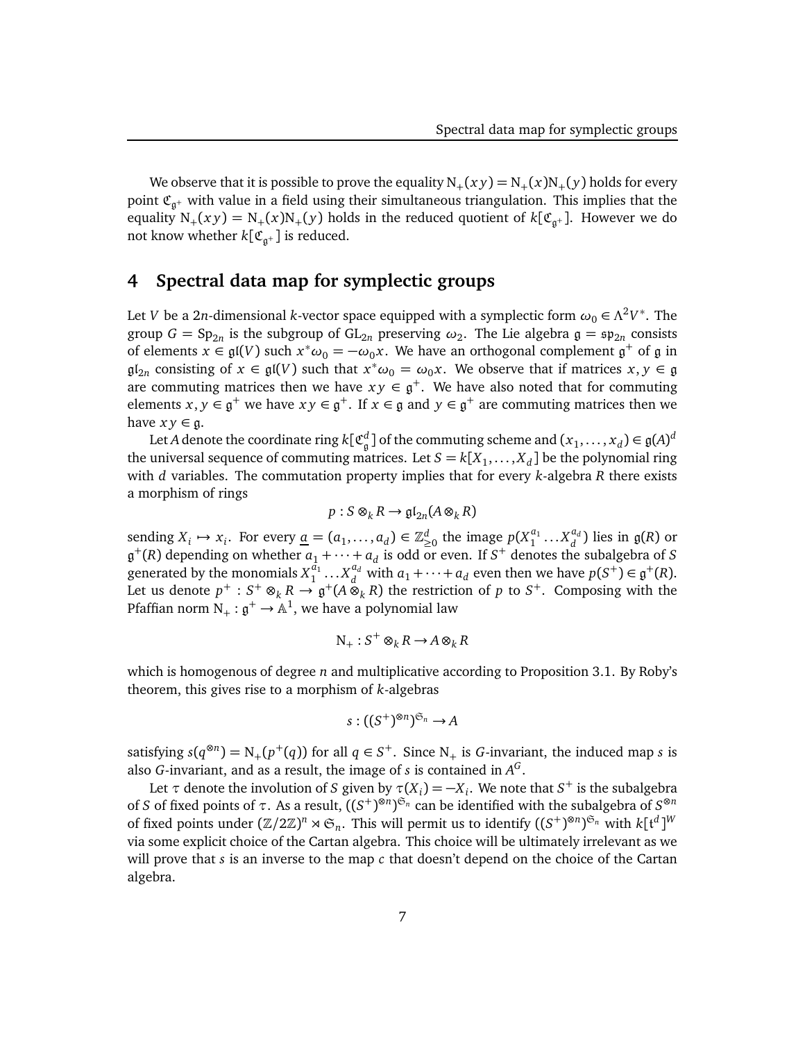We observe that it is possible to prove the equality $\mathrm{N}_+(xy) = \mathrm{N}_+(x)\mathrm{N}_+(y)$ holds for every point $\mathfrak{C}_{\mathfrak{g}^+}$ with value in a field using their simultaneous triangulation. This implies that the equality $\mathrm{N}_+(xy) = \mathrm{N}_+(x)\mathrm{N}_+(y)$ holds in the reduced quotient of $k[\mathfrak{C}_{\mathfrak{g}^+}]$. However we do not know whether $k[\mathfrak{C}_{\mathfrak{g}^+}]$ is reduced.

## 4 Spectral data map for symplectic groups

Let $V$ be a $2n$-dimensional $k$-vector space equipped with a symplectic form $\omega_0 \in \Lambda^2 V^*$. The group $G = \mathrm{Sp}_{2n}$ is the subgroup of $\mathrm{GL}_{2n}$ preserving $\omega_2$. The Lie algebra $\mathfrak{g} = \mathfrak{sp}_{2n}$ consists of elements $x \in \mathfrak{gl}(V)$ such $x^*\omega_0 = -\omega_0 x$. We have an orthogonal complement $\mathfrak{g}^+$ of $\mathfrak{g}$ in $\mathfrak{gl}_{2n}$ consisting of $x \in \mathfrak{gl}(V)$ such that $x^*\omega_0 = \omega_0 x$. We observe that if matrices $x, y \in \mathfrak{g}$ are commuting matrices then we have $xy \in \mathfrak{g}^+$. We have also noted that for commuting elements $x, y \in \mathfrak{g}^+$ we have $xy \in \mathfrak{g}^+$. If $x \in \mathfrak{g}$ and $y \in \mathfrak{g}^+$ are commuting matrices then we have $xy \in \mathfrak{g}$.

Let $A$ denote the coordinate ring $k[\mathfrak{C}^d_{\mathfrak{g}}]$ of the commuting scheme and $(x_1, \ldots, x_d) \in \mathfrak{g}(A)^d$ the universal sequence of commuting matrices. Let $S = k[X_1, \ldots, X_d]$ be the polynomial ring with $d$ variables. The commutation property implies that for every $k$-algebra $R$ there exists a morphism of rings

$$p : S \otimes_k R \to \mathfrak{gl}_{2n}(A \otimes_k R)$$

sending $X_i \mapsto x_i$. For every $\underline{a} = (a_1, \ldots, a_d) \in \mathbb{Z}^d_{\geq 0}$ the image $p(X_1^{a_1} \ldots X_d^{a_d})$ lies in $\mathfrak{g}(R)$ or $\mathfrak{g}^+(R)$ depending on whether $a_1 + \cdots + a_d$ is odd or even. If $S^+$ denotes the subalgebra of $S$ generated by the monomials $X_1^{a_1} \ldots X_d^{a_d}$ with $a_1 + \cdots + a_d$ even then we have $p(S^+) \in \mathfrak{g}^+(R)$. Let us denote $p^+ : S^+ \otimes_k R \to \mathfrak{g}^+(A \otimes_k R)$ the restriction of $p$ to $S^+$. Composing with the Pfaffian norm $\mathrm{N}_+ : \mathfrak{g}^+ \to \mathbb{A}^1$, we have a polynomial law

$$\mathrm{N}_+ : S^+ \otimes_k R \to A \otimes_k R$$

which is homogenous of degree $n$ and multiplicative according to Proposition 3.1. By Roby's theorem, this gives rise to a morphism of $k$-algebras

$$s : ((S^+)^{\otimes n})^{\mathfrak{S}_n} \to A$$

satisfying $s(q^{\otimes n}) = \mathrm{N}_+(p^+(q))$ for all $q \in S^+$. Since $\mathrm{N}_+$ is $G$-invariant, the induced map $s$ is also $G$-invariant, and as a result, the image of $s$ is contained in $A^G$.

Let $\tau$ denote the involution of $S$ given by $\tau(X_i) = -X_i$. We note that $S^+$ is the subalgebra of $S$ of fixed points of $\tau$. As a result, $((S^+)^{\otimes n})^{\mathfrak{S}_n}$ can be identified with the subalgebra of $S^{\otimes n}$ of fixed points under $(\mathbb{Z}/2\mathbb{Z})^n \rtimes \mathfrak{S}_n$. This will permit us to identify $((S^+)^{\otimes n})^{\mathfrak{S}_n}$ with $k[\mathfrak{t}^d]^W$ via some explicit choice of the Cartan algebra. This choice will be ultimately irrelevant as we will prove that $s$ is an inverse to the map $c$ that doesn't depend on the choice of the Cartan algebra.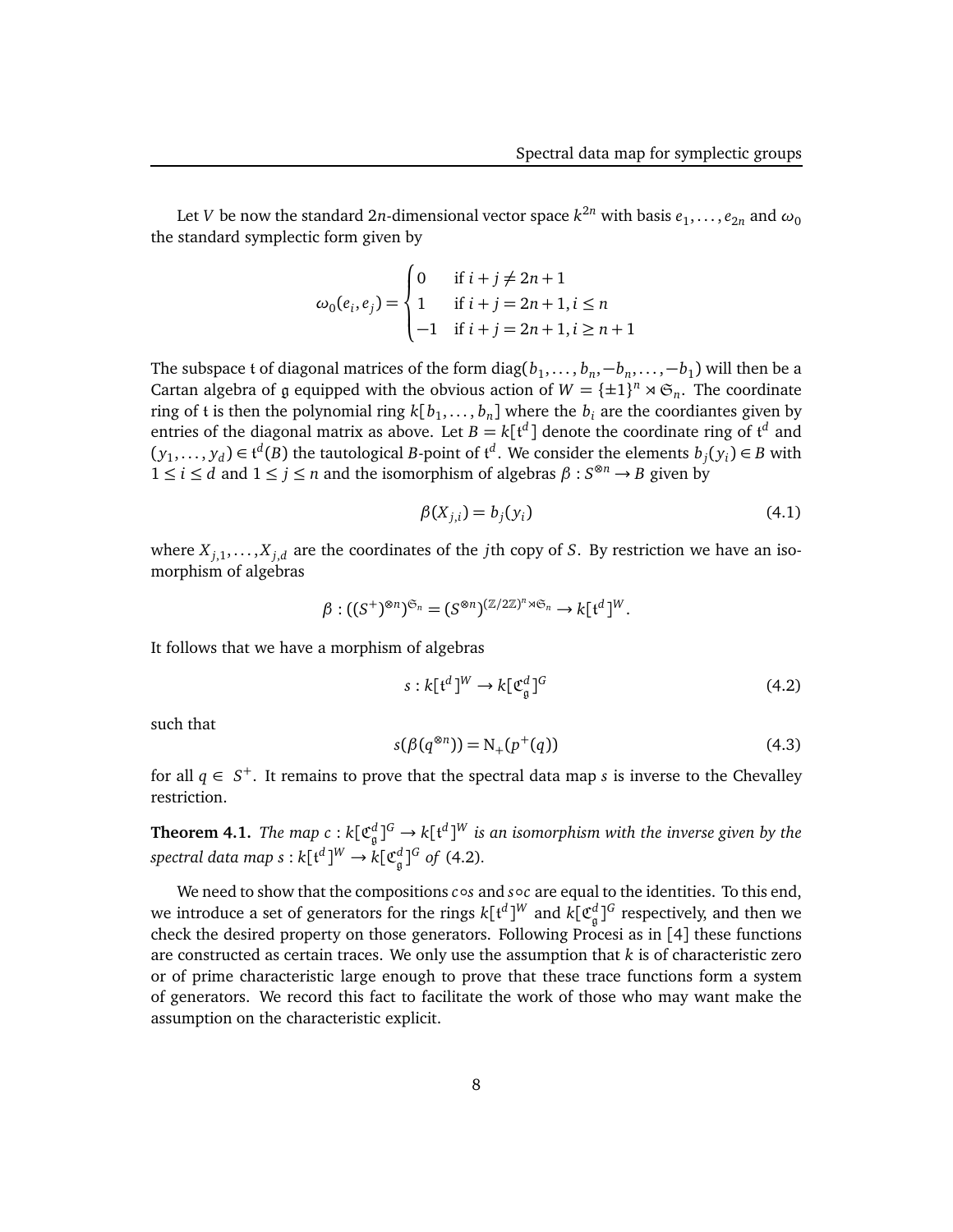Let $V$ be now the standard $2n$-dimensional vector space $k^{2n}$ with basis $e_1, \ldots, e_{2n}$ and $\omega_0$ the standard symplectic form given by

$$\omega_0(e_i, e_j) = \begin{cases} 0 & \text{if } i + j \neq 2n+1 \\ 1 & \text{if } i + j = 2n+1, i \leq n \\ -1 & \text{if } i + j = 2n+1, i \geq n+1 \end{cases}$$

The subspace $\mathfrak{t}$ of diagonal matrices of the form $\operatorname{diag}(b_1, \ldots, b_n, -b_n, \ldots, -b_1)$ will then be a Cartan algebra of $\mathfrak{g}$ equipped with the obvious action of $W = \{\pm 1\}^n \rtimes \mathfrak{S}_n$. The coordinate ring of $\mathfrak{t}$ is then the polynomial ring $k[b_1, \ldots, b_n]$ where the $b_i$ are the coordiantes given by entries of the diagonal matrix as above. Let $B = k[\mathfrak{t}^d]$ denote the coordinate ring of $\mathfrak{t}^d$ and $(y_1, \ldots, y_d) \in \mathfrak{t}^d(B)$ the tautological $B$-point of $\mathfrak{t}^d$. We consider the elements $b_j(y_i) \in B$ with $1 \leq i \leq d$ and $1 \leq j \leq n$ and the isomorphism of algebras $\beta : S^{\otimes n} \to B$ given by

$$\beta(X_{j,i}) = b_j(y_i) \tag{4.1}$$

where $X_{j,1}, \ldots, X_{j,d}$ are the coordinates of the $j$th copy of $S$. By restriction we have an isomorphism of algebras

$$\beta : ((S^+)^{\otimes n})^{\mathfrak{S}_n} = (S^{\otimes n})^{(\mathbb{Z}/2\mathbb{Z})^n \rtimes \mathfrak{S}_n} \to k[\mathfrak{t}^d]^W.$$

It follows that we have a morphism of algebras

$$s : k[\mathfrak{t}^d]^W \to k[\mathfrak{C}^d_{\mathfrak{g}}]^G \tag{4.2}$$

such that

$$s(\beta(q^{\otimes n})) = \mathrm{N}_+(p^+(q)) \tag{4.3}$$

for all $q \in S^+$. It remains to prove that the spectral data map $s$ is inverse to the Chevalley restriction.

**Theorem 4.1.** *The map $c : k[\mathfrak{C}^d_{\mathfrak{g}}]^G \to k[\mathfrak{t}^d]^W$ is an isomorphism with the inverse given by the spectral data map $s : k[\mathfrak{t}^d]^W \to k[\mathfrak{C}^d_{\mathfrak{g}}]^G$ of* (4.2).

We need to show that the compositions $c \circ s$ and $s \circ c$ are equal to the identities. To this end, we introduce a set of generators for the rings $k[\mathfrak{t}^d]^W$ and $k[\mathfrak{C}^d_{\mathfrak{g}}]^G$ respectively, and then we check the desired property on those generators. Following Procesi as in [4] these functions are constructed as certain traces. We only use the assumption that $k$ is of characteristic zero or of prime characteristic large enough to prove that these trace functions form a system of generators. We record this fact to facilitate the work of those who may want make the assumption on the characteristic explicit.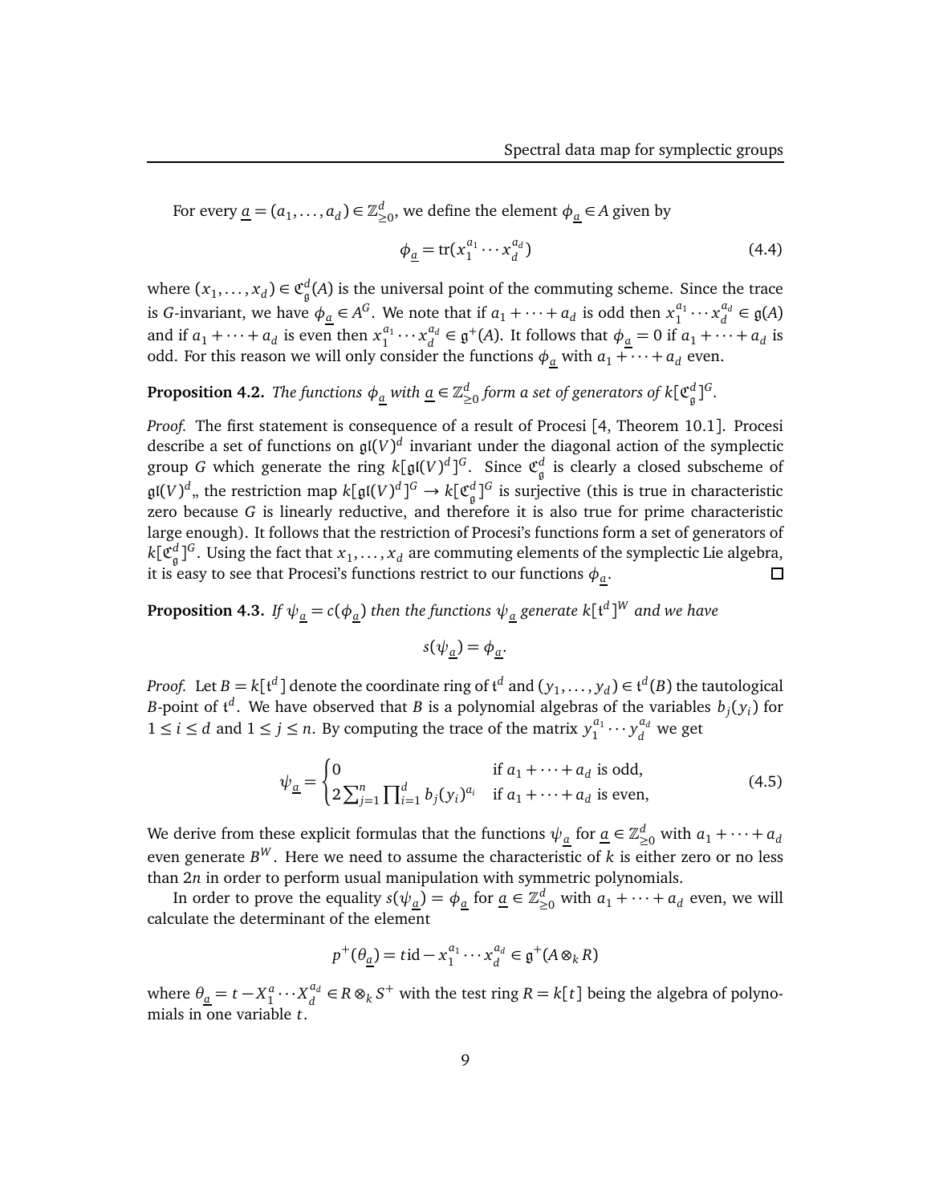For every $\underline{a} = (a_1, \ldots, a_d) \in \mathbb{Z}^d_{\geq 0}$, we define the element $\phi_{\underline{a}} \in A$ given by

$$\phi_{\underline{a}} = \operatorname{tr}(x_1^{a_1} \cdots x_d^{a_d}) \tag{4.4}$$

where $(x_1, \ldots, x_d) \in \mathfrak{C}^d_{\mathfrak{g}}(A)$ is the universal point of the commuting scheme. Since the trace is $G$-invariant, we have $\phi_{\underline{a}} \in A^G$. We note that if $a_1 + \cdots + a_d$ is odd then $x_1^{a_1} \cdots x_d^{a_d} \in \mathfrak{g}(A)$ and if $a_1 + \cdots + a_d$ is even then $x_1^{a_1} \cdots x_d^{a_d} \in \mathfrak{g}^+(A)$. It follows that $\phi_{\underline{a}} = 0$ if $a_1 + \cdots + a_d$ is odd. For this reason we will only consider the functions $\phi_{\underline{a}}$ with $a_1 + \cdots + a_d$ even.

**Proposition 4.2.** *The functions $\phi_{\underline{a}}$ with $\underline{a} \in \mathbb{Z}^d_{\geq 0}$ form a set of generators of $k[\mathfrak{C}^d_{\mathfrak{g}}]^G$.*

*Proof.* The first statement is consequence of a result of Procesi [4, Theorem 10.1]. Procesi describe a set of functions on $\mathfrak{gl}(V)^d$ invariant under the diagonal action of the symplectic group $G$ which generate the ring $k[\mathfrak{gl}(V)^d]^G$. Since $\mathfrak{C}^d_{\mathfrak{g}}$ is clearly a closed subscheme of $\mathfrak{gl}(V)^d$,, the restriction map $k[\mathfrak{gl}(V)^d]^G \to k[\mathfrak{C}^d_{\mathfrak{g}}]^G$ is surjective (this is true in characteristic zero because $G$ is linearly reductive, and therefore it is also true for prime characteristic large enough). It follows that the restriction of Procesi's functions form a set of generators of $k[\mathfrak{C}^d_{\mathfrak{g}}]^G$. Using the fact that $x_1, \ldots, x_d$ are commuting elements of the symplectic Lie algebra, it is easy to see that Procesi's functions restrict to our functions $\phi_{\underline{a}}$. □

**Proposition 4.3.** *If $\psi_{\underline{a}} = c(\phi_{\underline{a}})$ then the functions $\psi_{\underline{a}}$ generate $k[\mathfrak{t}^d]^W$ and we have*

$$s(\psi_{\underline{a}}) = \phi_{\underline{a}}.$$

*Proof.* Let $B = k[\mathfrak{t}^d]$ denote the coordinate ring of $\mathfrak{t}^d$ and $(y_1, \ldots, y_d) \in \mathfrak{t}^d(B)$ the tautological $B$-point of $\mathfrak{t}^d$. We have observed that $B$ is a polynomial algebras of the variables $b_j(y_i)$ for $1 \leq i \leq d$ and $1 \leq j \leq n$. By computing the trace of the matrix $y_1^{a_1} \cdots y_d^{a_d}$ we get

$$\psi_{\underline{a}} = \begin{cases} 0 & \text{if } a_1 + \cdots + a_d \text{ is odd,} \\ 2\sum_{j=1}^n \prod_{i=1}^d b_j(y_i)^{a_i} & \text{if } a_1 + \cdots + a_d \text{ is even,} \end{cases} \tag{4.5}$$

We derive from these explicit formulas that the functions $\psi_{\underline{a}}$ for $\underline{a} \in \mathbb{Z}^d_{\geq 0}$ with $a_1 + \cdots + a_d$ even generate $B^W$. Here we need to assume the characteristic of $k$ is either zero or no less than $2n$ in order to perform usual manipulation with symmetric polynomials.

In order to prove the equality $s(\psi_{\underline{a}}) = \phi_{\underline{a}}$ for $\underline{a} \in \mathbb{Z}^d_{\geq 0}$ with $a_1 + \cdots + a_d$ even, we will calculate the determinant of the element

$$p^+(\theta_{\underline{a}}) = t\mathrm{id} - x_1^{a_1} \cdots x_d^{a_d} \in \mathfrak{g}^+(A \otimes_k R)$$

where $\theta_{\underline{a}} = t - X_1^a \cdots X_d^{a_d} \in R \otimes_k S^+$ with the test ring $R = k[t]$ being the algebra of polynomials in one variable $t$.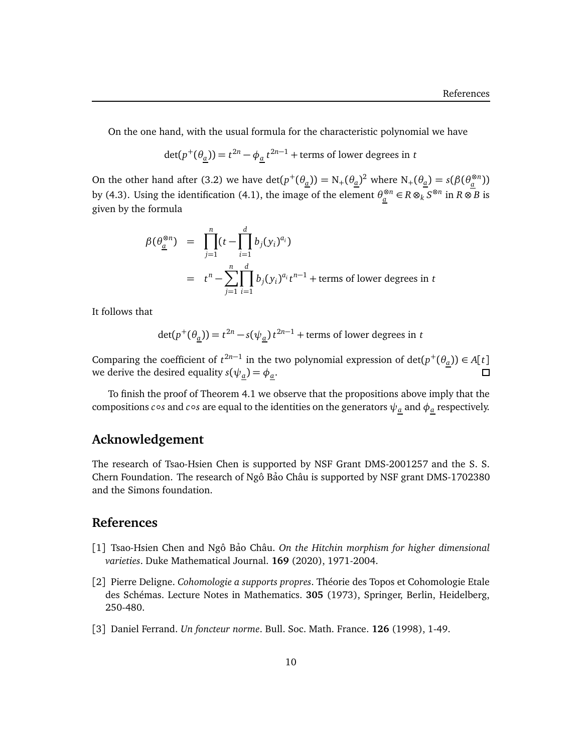On the one hand, with the usual formula for the characteristic polynomial we have

$$\det(p^+(\theta_{\underline{a}})) = t^{2n} - \phi_{\underline{a}}\, t^{2n-1} + \text{terms of lower degrees in } t$$

On the other hand after (3.2) we have $\det(p^+(\theta_{\underline{a}})) = \mathrm{N}_+(\theta_{\underline{a}})^2$ where $\mathrm{N}_+(\theta_{\underline{a}}) = s(\beta(\theta_{\underline{a}}^{\otimes n}))$ by (4.3). Using the identification (4.1), the image of the element $\theta_{\underline{a}}^{\otimes n} \in R \otimes_k S^{\otimes n}$ in $R \otimes B$ is given by the formula

$$\begin{aligned}
\beta(\theta_{\underline{a}}^{\otimes n}) &= \prod_{j=1}^{n} (t - \prod_{i=1}^{d} b_j(y_i)^{a_i}) \\
&= t^n - \sum_{j=1}^{n} \prod_{i=1}^{d} b_j(y_i)^{a_i} t^{n-1} + \text{terms of lower degrees in } t
\end{aligned}$$

It follows that

$$\det(p^+(\theta_{\underline{a}})) = t^{2n} - s(\psi_{\underline{a}})\, t^{2n-1} + \text{terms of lower degrees in } t$$

Comparing the coefficient of $t^{2n-1}$ in the two polynomial expression of $\det(p^+(\theta_{\underline{a}})) \in A[t]$ we derive the desired equality $s(\psi_{\underline{a}}) = \phi_{\underline{a}}$. $\square$

To finish the proof of Theorem 4.1 we observe that the propositions above imply that the compositions $c \circ s$ and $c \circ s$ are equal to the identities on the generators $\psi_{\underline{a}}$ and $\phi_{\underline{a}}$ respectively.

## Acknowledgement

The research of Tsao-Hsien Chen is supported by NSF Grant DMS-2001257 and the S. S. Chern Foundation. The research of Ngô Bảo Châu is supported by NSF grant DMS-1702380 and the Simons foundation.

## References

[1] Tsao-Hsien Chen and Ngô Bảo Châu. *On the Hitchin morphism for higher dimensional varieties*. Duke Mathematical Journal. **169** (2020), 1971-2004.

[2] Pierre Deligne. *Cohomologie a supports propres*. Théorie des Topos et Cohomologie Etale des Schémas. Lecture Notes in Mathematics. **305** (1973), Springer, Berlin, Heidelberg, 250-480.

[3] Daniel Ferrand. *Un foncteur norme*. Bull. Soc. Math. France. **126** (1998), 1-49.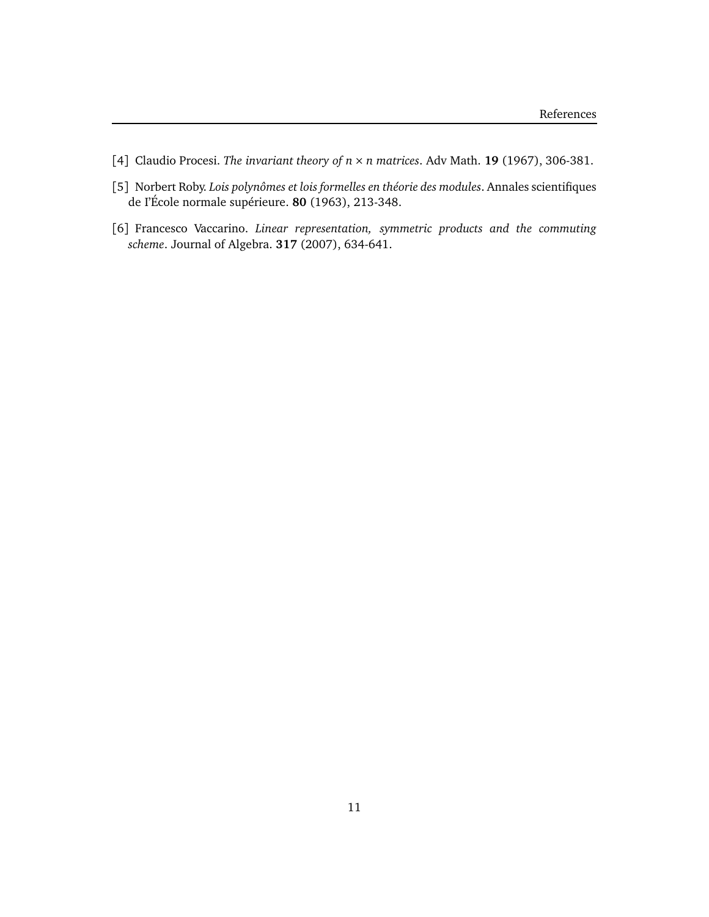[4] Claudio Procesi. *The invariant theory of $n \times n$ matrices*. Adv Math. **19** (1967), 306-381.

[5] Norbert Roby. *Lois polynômes et lois formelles en théorie des modules*. Annales scientifiques de l'École normale supérieure. **80** (1963), 213-348.

[6] Francesco Vaccarino. *Linear representation, symmetric products and the commuting scheme*. Journal of Algebra. **317** (2007), 634-641.